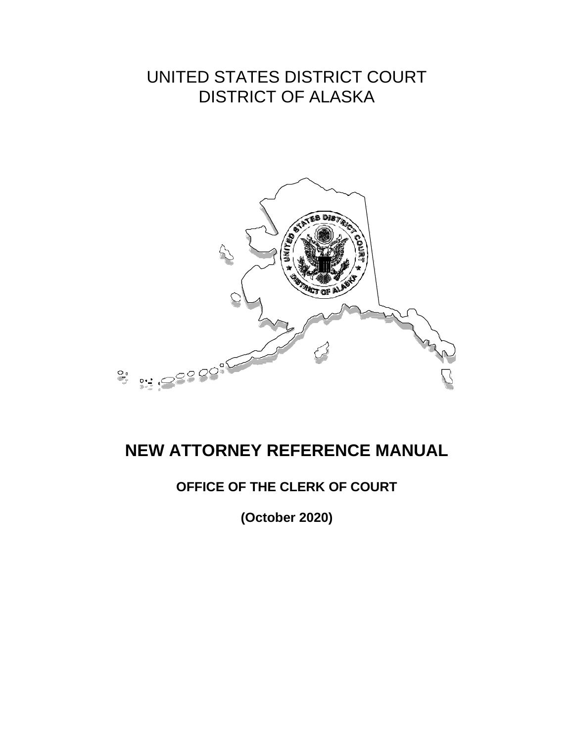# UNITED STATES DISTRICT COURT
# DISTRICT OF ALASKA

# NEW ATTORNEY REFERENCE MANUAL

## OFFICE OF THE CLERK OF COURT

**(October 2020)**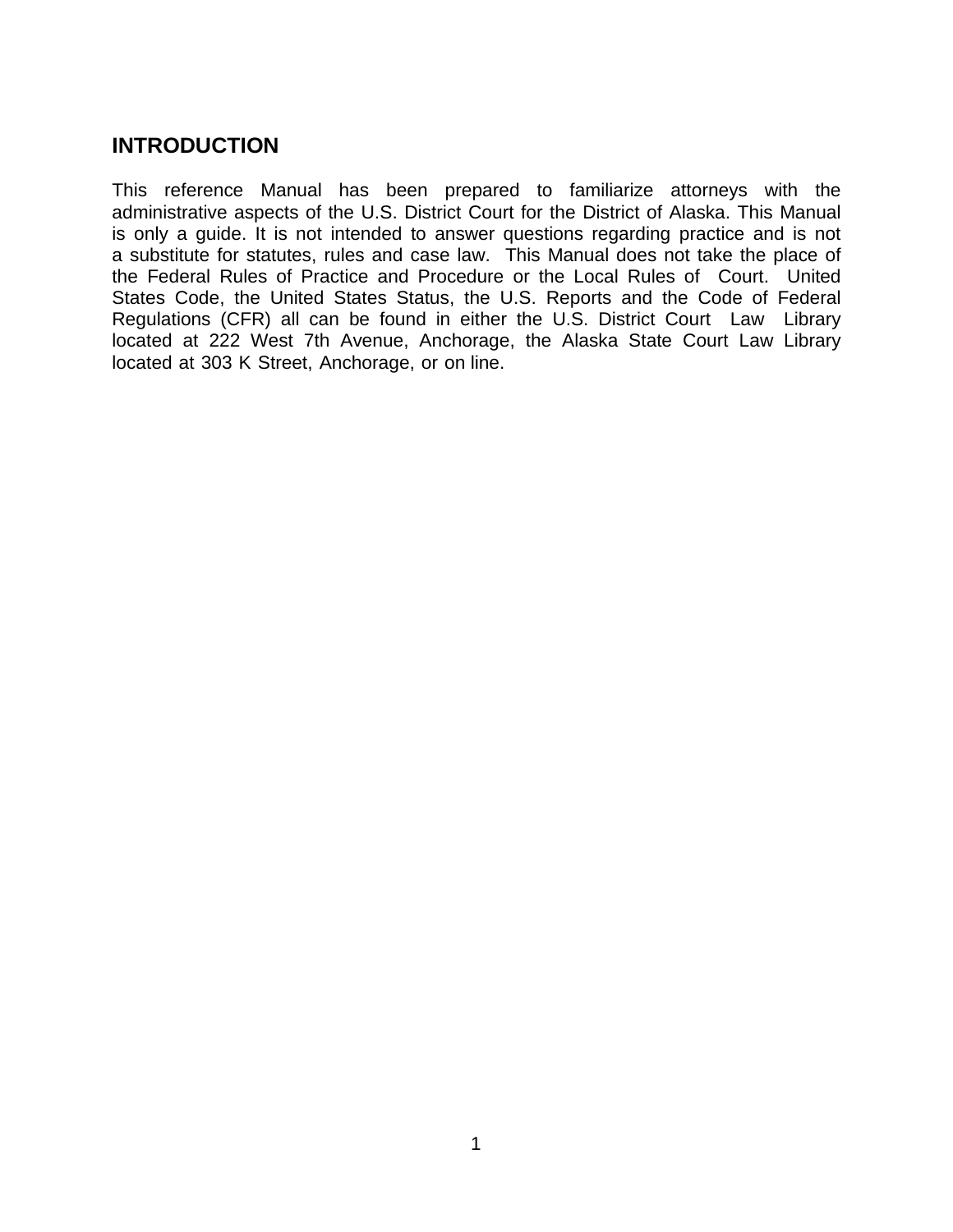## INTRODUCTION

This reference Manual has been prepared to familiarize attorneys with the administrative aspects of the U.S. District Court for the District of Alaska. This Manual is only a guide. It is not intended to answer questions regarding practice and is not a substitute for statutes, rules and case law. This Manual does not take the place of the Federal Rules of Practice and Procedure or the Local Rules of Court. United States Code, the United States Status, the U.S. Reports and the Code of Federal Regulations (CFR) all can be found in either the U.S. District Court Law Library located at 222 West 7th Avenue, Anchorage, the Alaska State Court Law Library located at 303 K Street, Anchorage, or on line.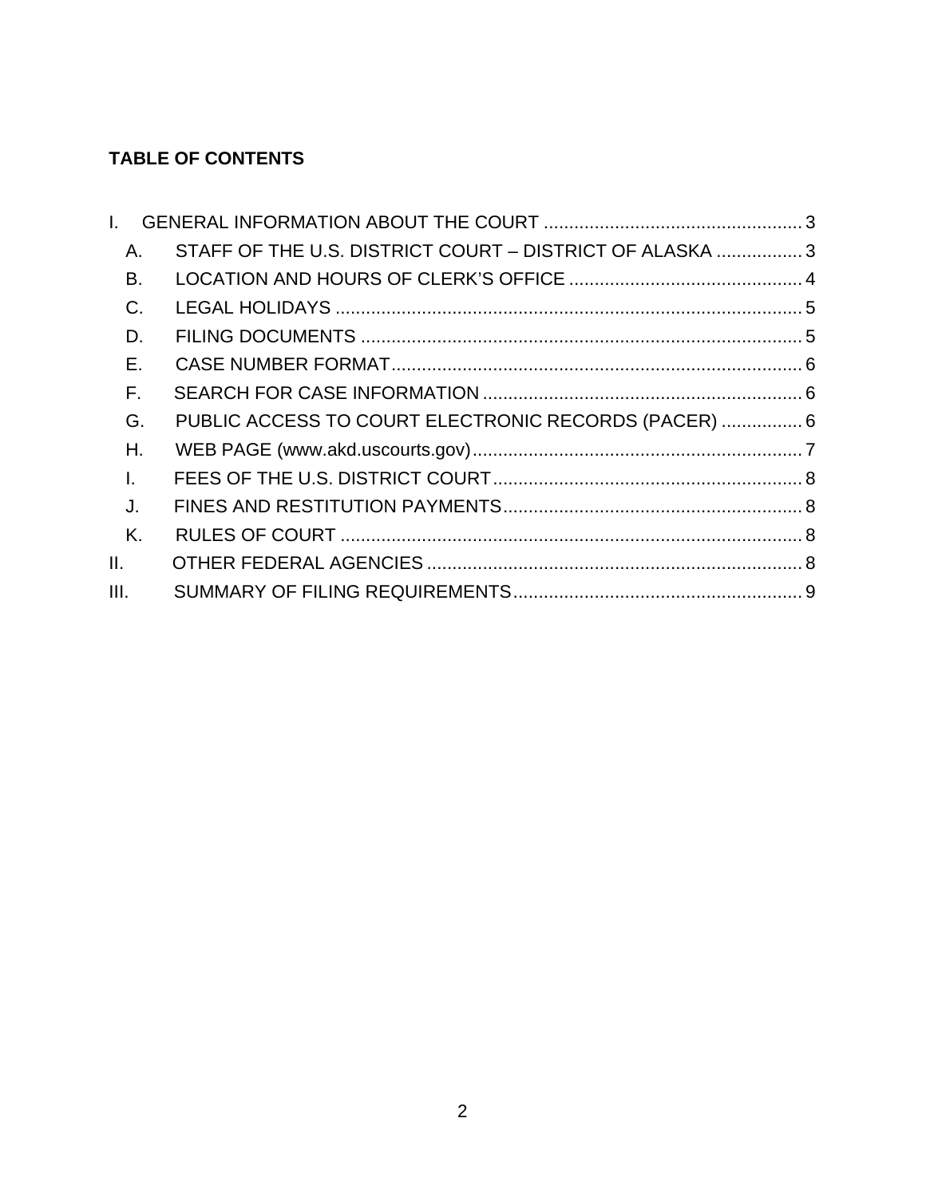**TABLE OF CONTENTS**

I. GENERAL INFORMATION ABOUT THE COURT ........ 3
  A. STAFF OF THE U.S. DISTRICT COURT – DISTRICT OF ALASKA ........ 3
  B. LOCATION AND HOURS OF CLERK'S OFFICE ........ 4
  C. LEGAL HOLIDAYS ........ 5
  D. FILING DOCUMENTS ........ 5
  E. CASE NUMBER FORMAT ........ 6
  F. SEARCH FOR CASE INFORMATION ........ 6
  G. PUBLIC ACCESS TO COURT ELECTRONIC RECORDS (PACER) ........ 6
  H. WEB PAGE (www.akd.uscourts.gov) ........ 7
  I. FEES OF THE U.S. DISTRICT COURT ........ 8
  J. FINES AND RESTITUTION PAYMENTS ........ 8
  K. RULES OF COURT ........ 8
II. OTHER FEDERAL AGENCIES ........ 8
III. SUMMARY OF FILING REQUIREMENTS ........ 9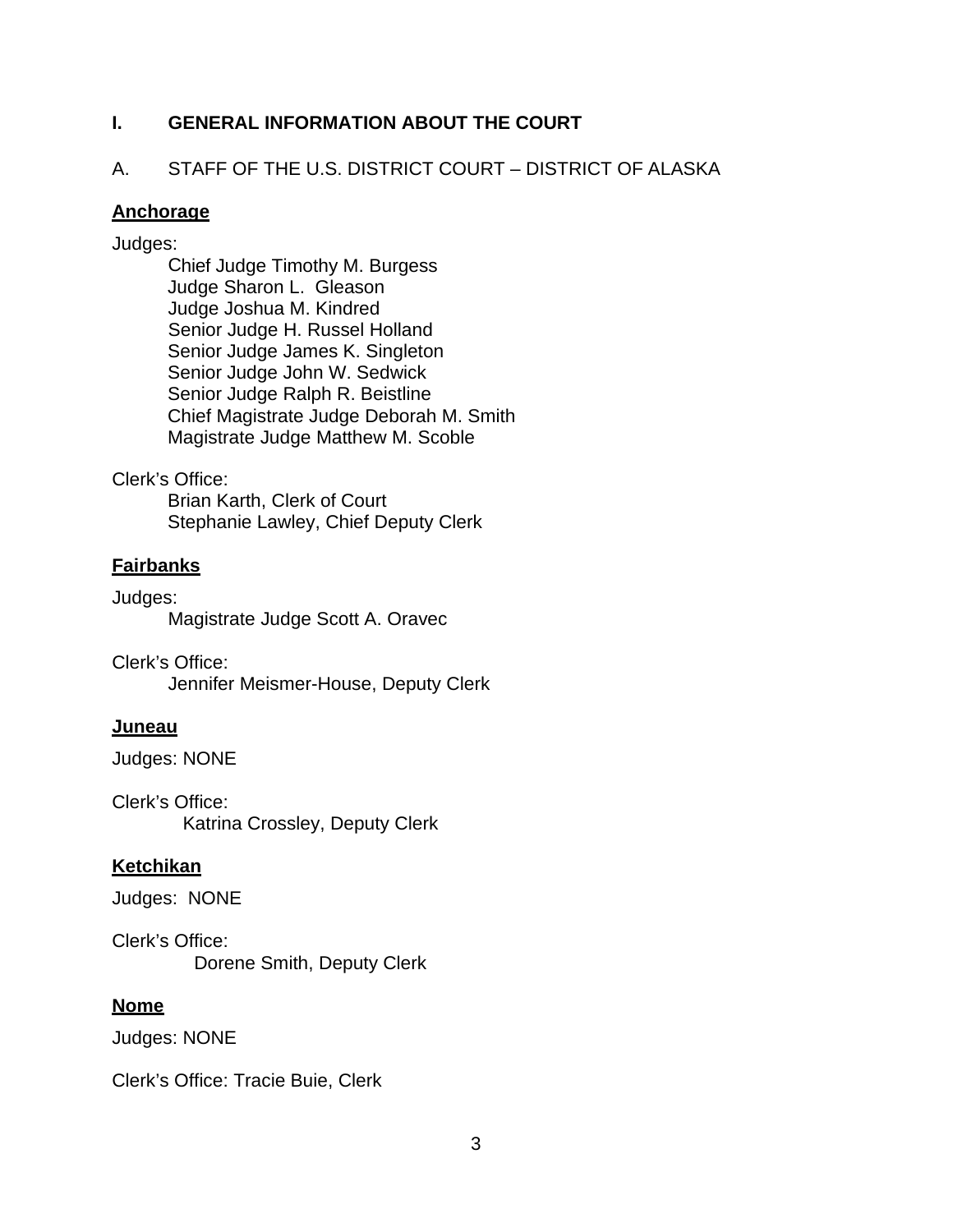# I. GENERAL INFORMATION ABOUT THE COURT

## A. STAFF OF THE U.S. DISTRICT COURT – DISTRICT OF ALASKA

### Anchorage

Judges:

Chief Judge Timothy M. Burgess
Judge Sharon L. Gleason
Judge Joshua M. Kindred
Senior Judge H. Russel Holland
Senior Judge James K. Singleton
Senior Judge John W. Sedwick
Senior Judge Ralph R. Beistline
Chief Magistrate Judge Deborah M. Smith
Magistrate Judge Matthew M. Scoble

Clerk's Office:

Brian Karth, Clerk of Court
Stephanie Lawley, Chief Deputy Clerk

### Fairbanks

Judges:

Magistrate Judge Scott A. Oravec

Clerk's Office:

Jennifer Meismer-House, Deputy Clerk

### Juneau

Judges: NONE

Clerk's Office:

Katrina Crossley, Deputy Clerk

### Ketchikan

Judges: NONE

Clerk's Office:

Dorene Smith, Deputy Clerk

### Nome

Judges: NONE

Clerk's Office: Tracie Buie, Clerk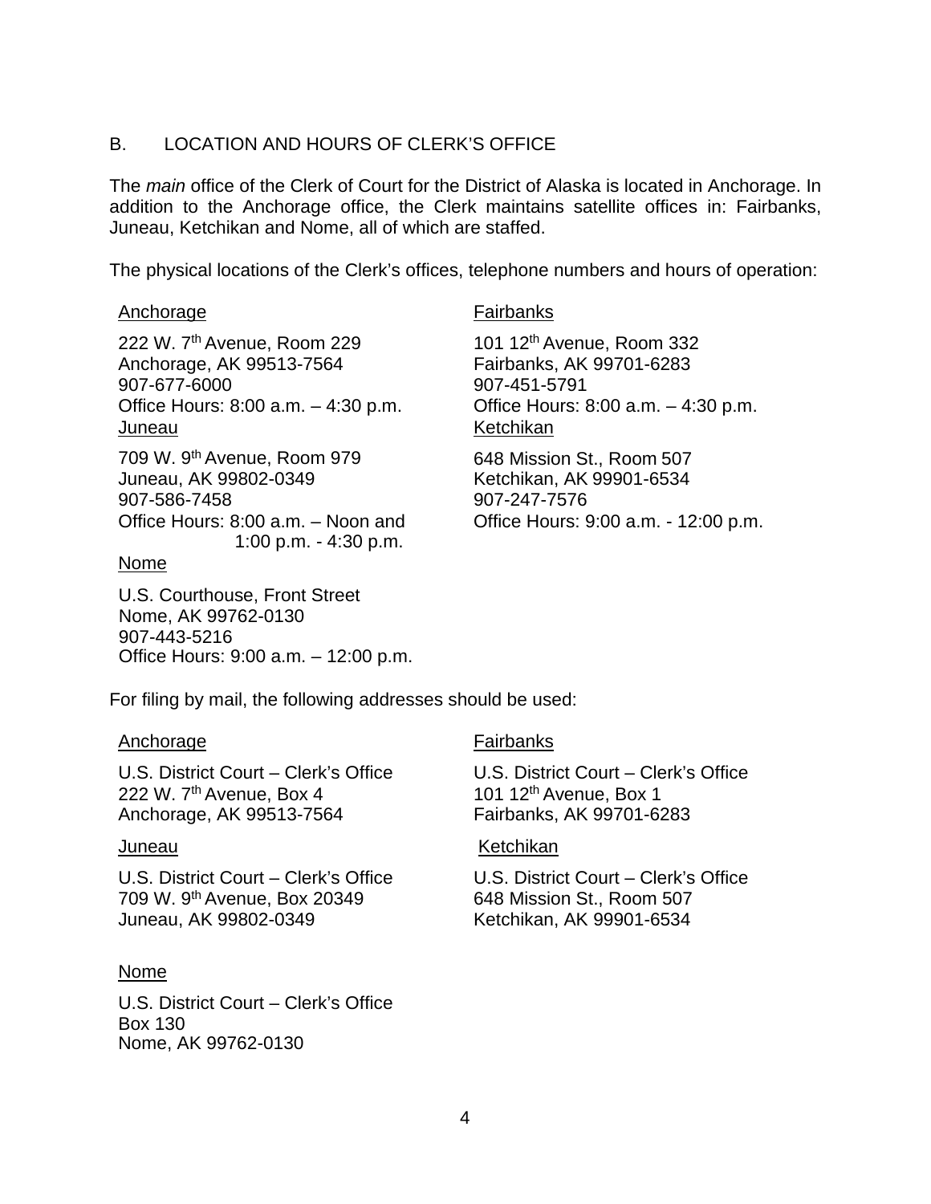## B. LOCATION AND HOURS OF CLERK'S OFFICE

The *main* office of the Clerk of Court for the District of Alaska is located in Anchorage. In addition to the Anchorage office, the Clerk maintains satellite offices in: Fairbanks, Juneau, Ketchikan and Nome, all of which are staffed.

The physical locations of the Clerk's offices, telephone numbers and hours of operation:

<u>Anchorage</u>

222 W. 7th Avenue, Room 229
Anchorage, AK 99513-7564
907-677-6000
Office Hours: 8:00 a.m. – 4:30 p.m.

<u>Fairbanks</u>

101 12th Avenue, Room 332
Fairbanks, AK 99701-6283
907-451-5791
Office Hours: 8:00 a.m. – 4:30 p.m.

<u>Juneau</u>

709 W. 9th Avenue, Room 979
Juneau, AK 99802-0349
907-586-7458
Office Hours: 8:00 a.m. – Noon and
1:00 p.m. - 4:30 p.m.

<u>Ketchikan</u>

648 Mission St., Room 507
Ketchikan, AK 99901-6534
907-247-7576
Office Hours: 9:00 a.m. - 12:00 p.m.

<u>Nome</u>

U.S. Courthouse, Front Street
Nome, AK 99762-0130
907-443-5216
Office Hours: 9:00 a.m. – 12:00 p.m.

For filing by mail, the following addresses should be used:

<u>Anchorage</u>

U.S. District Court – Clerk's Office
222 W. 7th Avenue, Box 4
Anchorage, AK 99513-7564

<u>Fairbanks</u>

U.S. District Court – Clerk's Office
101 12th Avenue, Box 1
Fairbanks, AK 99701-6283

<u>Juneau</u>

U.S. District Court – Clerk's Office
709 W. 9th Avenue, Box 20349
Juneau, AK 99802-0349

<u>Ketchikan</u>

U.S. District Court – Clerk's Office
648 Mission St., Room 507
Ketchikan, AK 99901-6534

<u>Nome</u>

U.S. District Court – Clerk's Office
Box 130
Nome, AK 99762-0130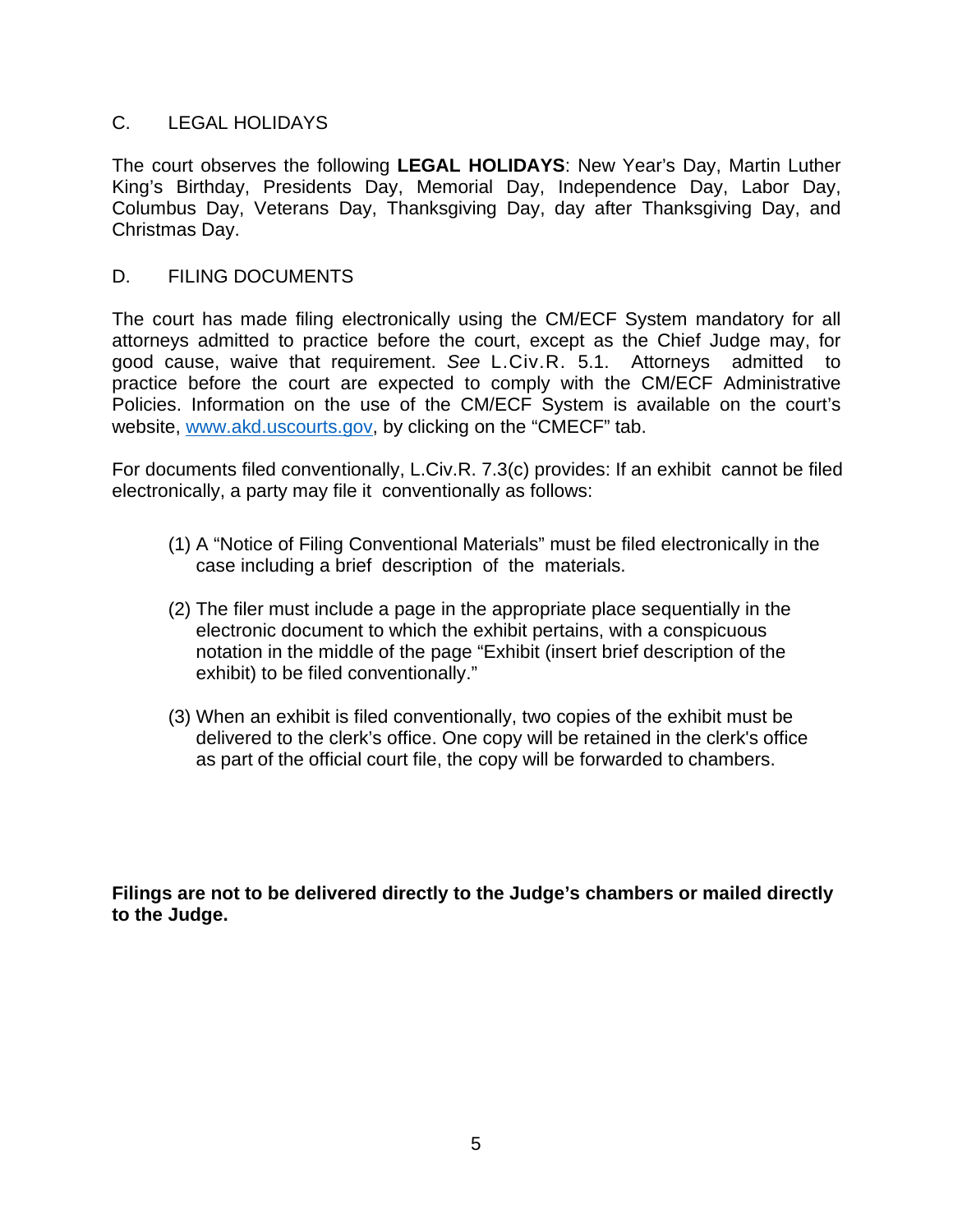## C. LEGAL HOLIDAYS

The court observes the following **LEGAL HOLIDAYS**: New Year's Day, Martin Luther King's Birthday, Presidents Day, Memorial Day, Independence Day, Labor Day, Columbus Day, Veterans Day, Thanksgiving Day, day after Thanksgiving Day, and Christmas Day.

## D. FILING DOCUMENTS

The court has made filing electronically using the CM/ECF System mandatory for all attorneys admitted to practice before the court, except as the Chief Judge may, for good cause, waive that requirement. *See* L.Civ.R. 5.1. Attorneys admitted to practice before the court are expected to comply with the CM/ECF Administrative Policies. Information on the use of the CM/ECF System is available on the court's website, [www.akd.uscourts.gov](www.akd.uscourts.gov), by clicking on the "CMECF" tab.

For documents filed conventionally, L.Civ.R. 7.3(c) provides: If an exhibit cannot be filed electronically, a party may file it conventionally as follows:

(1) A "Notice of Filing Conventional Materials" must be filed electronically in the case including a brief description of the materials.

(2) The filer must include a page in the appropriate place sequentially in the electronic document to which the exhibit pertains, with a conspicuous notation in the middle of the page "Exhibit (insert brief description of the exhibit) to be filed conventionally."

(3) When an exhibit is filed conventionally, two copies of the exhibit must be delivered to the clerk's office. One copy will be retained in the clerk's office as part of the official court file, the copy will be forwarded to chambers.

**Filings are not to be delivered directly to the Judge's chambers or mailed directly to the Judge.**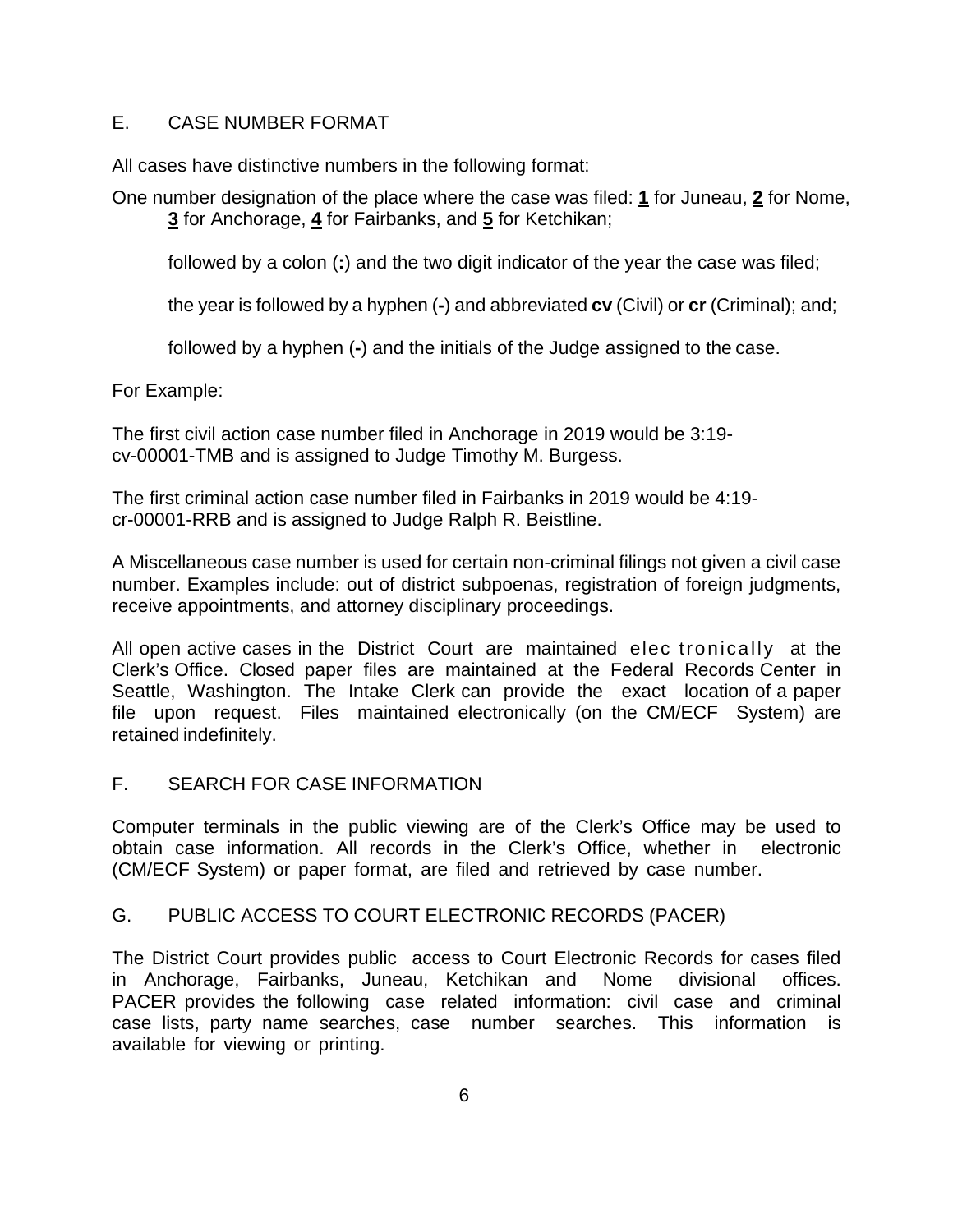## E. CASE NUMBER FORMAT

All cases have distinctive numbers in the following format:

One number designation of the place where the case was filed: **1** for Juneau, **2** for Nome, **3** for Anchorage, **4** for Fairbanks, and **5** for Ketchikan;

followed by a colon (**:**) and the two digit indicator of the year the case was filed;

the year is followed by a hyphen (**-**) and abbreviated **cv** (Civil) or **cr** (Criminal); and;

followed by a hyphen (**-**) and the initials of the Judge assigned to the case.

For Example:

The first civil action case number filed in Anchorage in 2019 would be 3:19-cv-00001-TMB and is assigned to Judge Timothy M. Burgess.

The first criminal action case number filed in Fairbanks in 2019 would be 4:19-cr-00001-RRB and is assigned to Judge Ralph R. Beistline.

A Miscellaneous case number is used for certain non-criminal filings not given a civil case number. Examples include: out of district subpoenas, registration of foreign judgments, receive appointments, and attorney disciplinary proceedings.

All open active cases in the District Court are maintained electronically at the Clerk's Office. Closed paper files are maintained at the Federal Records Center in Seattle, Washington. The Intake Clerk can provide the exact location of a paper file upon request. Files maintained electronically (on the CM/ECF System) are retained indefinitely.

## F. SEARCH FOR CASE INFORMATION

Computer terminals in the public viewing are of the Clerk's Office may be used to obtain case information. All records in the Clerk's Office, whether in electronic (CM/ECF System) or paper format, are filed and retrieved by case number.

## G. PUBLIC ACCESS TO COURT ELECTRONIC RECORDS (PACER)

The District Court provides public access to Court Electronic Records for cases filed in Anchorage, Fairbanks, Juneau, Ketchikan and Nome divisional offices. PACER provides the following case related information: civil case and criminal case lists, party name searches, case number searches. This information is available for viewing or printing.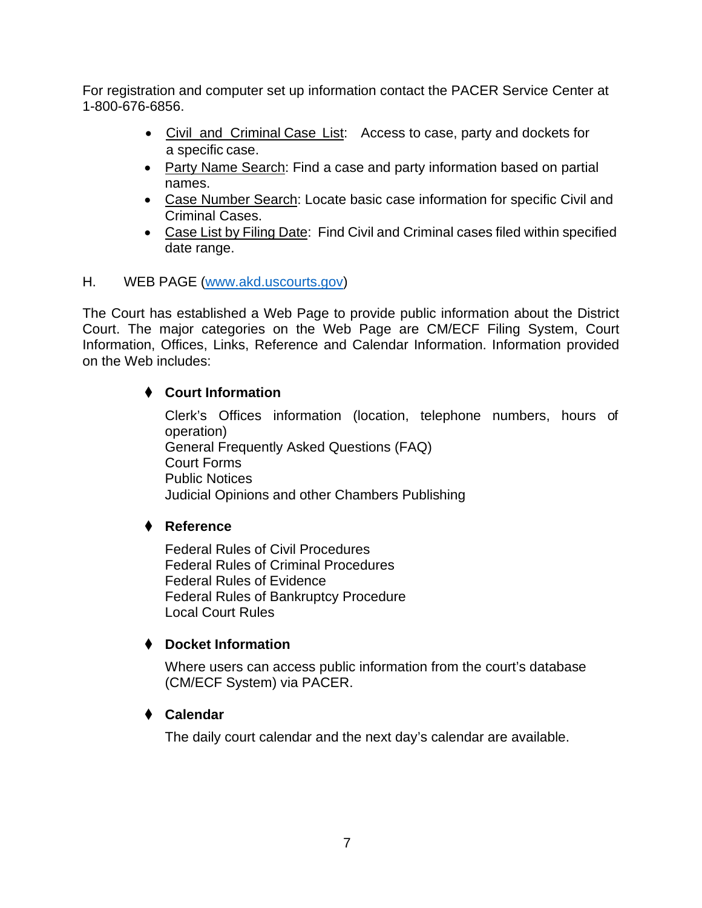For registration and computer set up information contact the PACER Service Center at 1-800-676-6856.

- Civil and Criminal Case List: Access to case, party and dockets for a specific case.
- Party Name Search: Find a case and party information based on partial names.
- Case Number Search: Locate basic case information for specific Civil and Criminal Cases.
- Case List by Filing Date: Find Civil and Criminal cases filed within specified date range.

## H. WEB PAGE (www.akd.uscourts.gov)

The Court has established a Web Page to provide public information about the District Court. The major categories on the Web Page are CM/ECF Filing System, Court Information, Offices, Links, Reference and Calendar Information. Information provided on the Web includes:

- **Court Information**

  Clerk's Offices information (location, telephone numbers, hours of operation)
  General Frequently Asked Questions (FAQ)
  Court Forms
  Public Notices
  Judicial Opinions and other Chambers Publishing

- **Reference**

  Federal Rules of Civil Procedures
  Federal Rules of Criminal Procedures
  Federal Rules of Evidence
  Federal Rules of Bankruptcy Procedure
  Local Court Rules

- **Docket Information**

  Where users can access public information from the court's database (CM/ECF System) via PACER.

- **Calendar**

  The daily court calendar and the next day's calendar are available.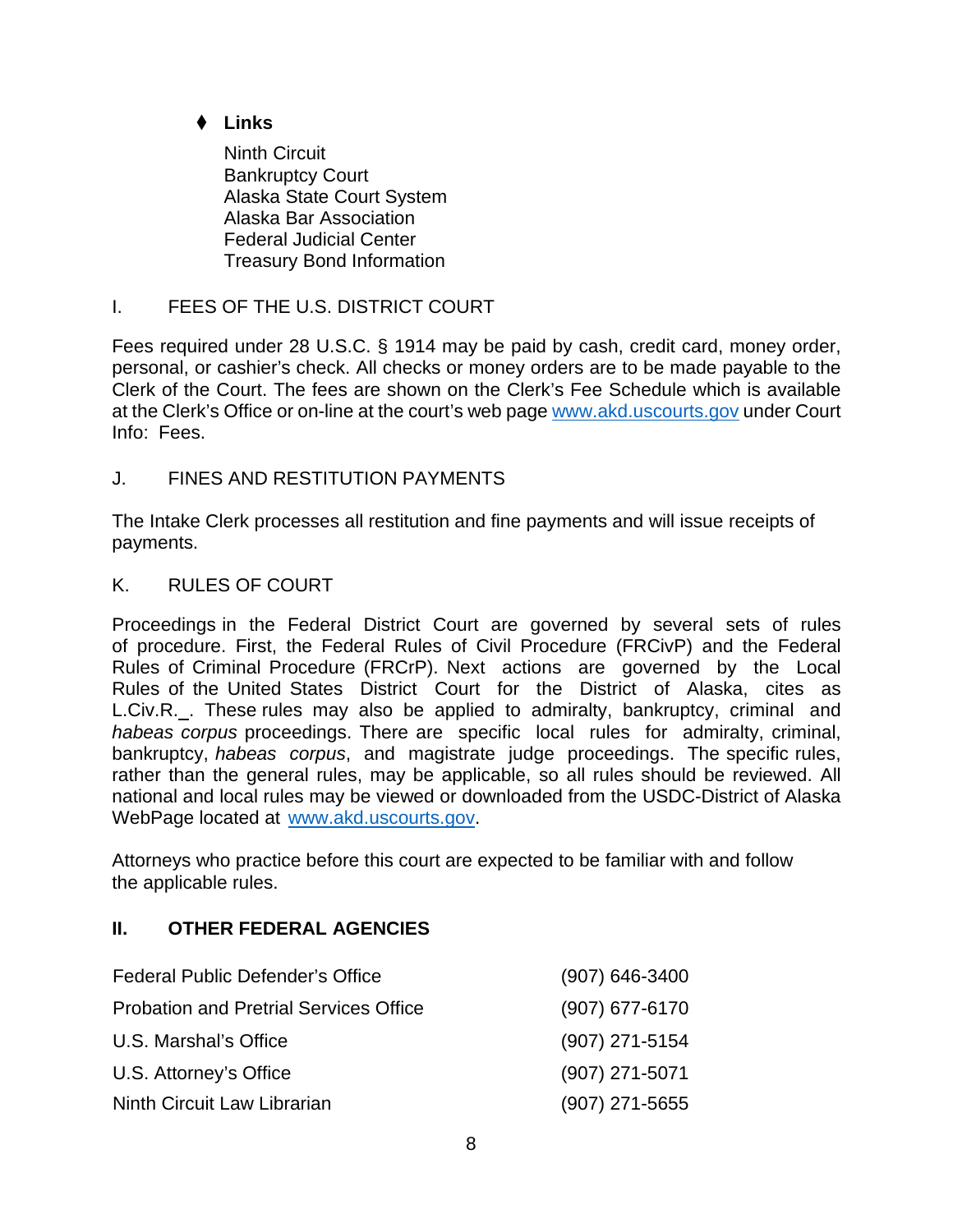- **Links**

  Ninth Circuit
  Bankruptcy Court
  Alaska State Court System
  Alaska Bar Association
  Federal Judicial Center
  Treasury Bond Information

I. FEES OF THE U.S. DISTRICT COURT

Fees required under 28 U.S.C. § 1914 may be paid by cash, credit card, money order, personal, or cashier's check. All checks or money orders are to be made payable to the Clerk of the Court. The fees are shown on the Clerk's Fee Schedule which is available at the Clerk's Office or on-line at the court's web page www.akd.uscourts.gov under Court Info: Fees.

J. FINES AND RESTITUTION PAYMENTS

The Intake Clerk processes all restitution and fine payments and will issue receipts of payments.

K. RULES OF COURT

Proceedings in the Federal District Court are governed by several sets of rules of procedure. First, the Federal Rules of Civil Procedure (FRCivP) and the Federal Rules of Criminal Procedure (FRCrP). Next actions are governed by the Local Rules of the United States District Court for the District of Alaska, cites as L.Civ.R._. These rules may also be applied to admiralty, bankruptcy, criminal and *habeas corpus* proceedings. There are specific local rules for admiralty, criminal, bankruptcy, *habeas corpus*, and magistrate judge proceedings. The specific rules, rather than the general rules, may be applicable, so all rules should be reviewed. All national and local rules may be viewed or downloaded from the USDC-District of Alaska WebPage located at www.akd.uscourts.gov.

Attorneys who practice before this court are expected to be familiar with and follow the applicable rules.

## II. OTHER FEDERAL AGENCIES

| | |
|---|---|
| Federal Public Defender's Office | (907) 646-3400 |
| Probation and Pretrial Services Office | (907) 677-6170 |
| U.S. Marshal's Office | (907) 271-5154 |
| U.S. Attorney's Office | (907) 271-5071 |
| Ninth Circuit Law Librarian | (907) 271-5655 |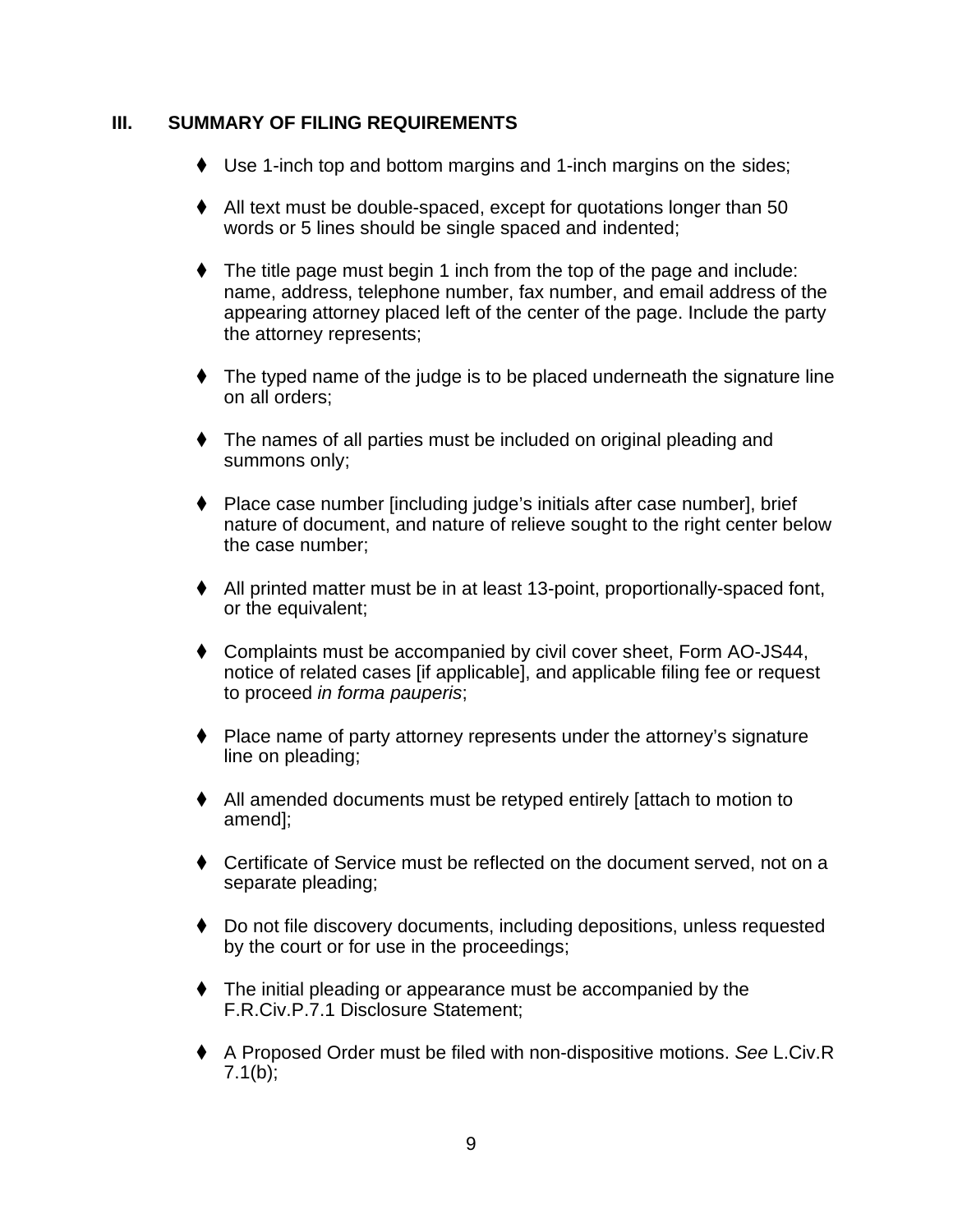## III. SUMMARY OF FILING REQUIREMENTS

- Use 1-inch top and bottom margins and 1-inch margins on the sides;
- All text must be double-spaced, except for quotations longer than 50 words or 5 lines should be single spaced and indented;
- The title page must begin 1 inch from the top of the page and include: name, address, telephone number, fax number, and email address of the appearing attorney placed left of the center of the page. Include the party the attorney represents;
- The typed name of the judge is to be placed underneath the signature line on all orders;
- The names of all parties must be included on original pleading and summons only;
- Place case number [including judge's initials after case number], brief nature of document, and nature of relieve sought to the right center below the case number;
- All printed matter must be in at least 13-point, proportionally-spaced font, or the equivalent;
- Complaints must be accompanied by civil cover sheet, Form AO-JS44, notice of related cases [if applicable], and applicable filing fee or request to proceed *in forma pauperis*;
- Place name of party attorney represents under the attorney's signature line on pleading;
- All amended documents must be retyped entirely [attach to motion to amend];
- Certificate of Service must be reflected on the document served, not on a separate pleading;
- Do not file discovery documents, including depositions, unless requested by the court or for use in the proceedings;
- The initial pleading or appearance must be accompanied by the F.R.Civ.P.7.1 Disclosure Statement;
- A Proposed Order must be filed with non-dispositive motions. *See* L.Civ.R 7.1(b);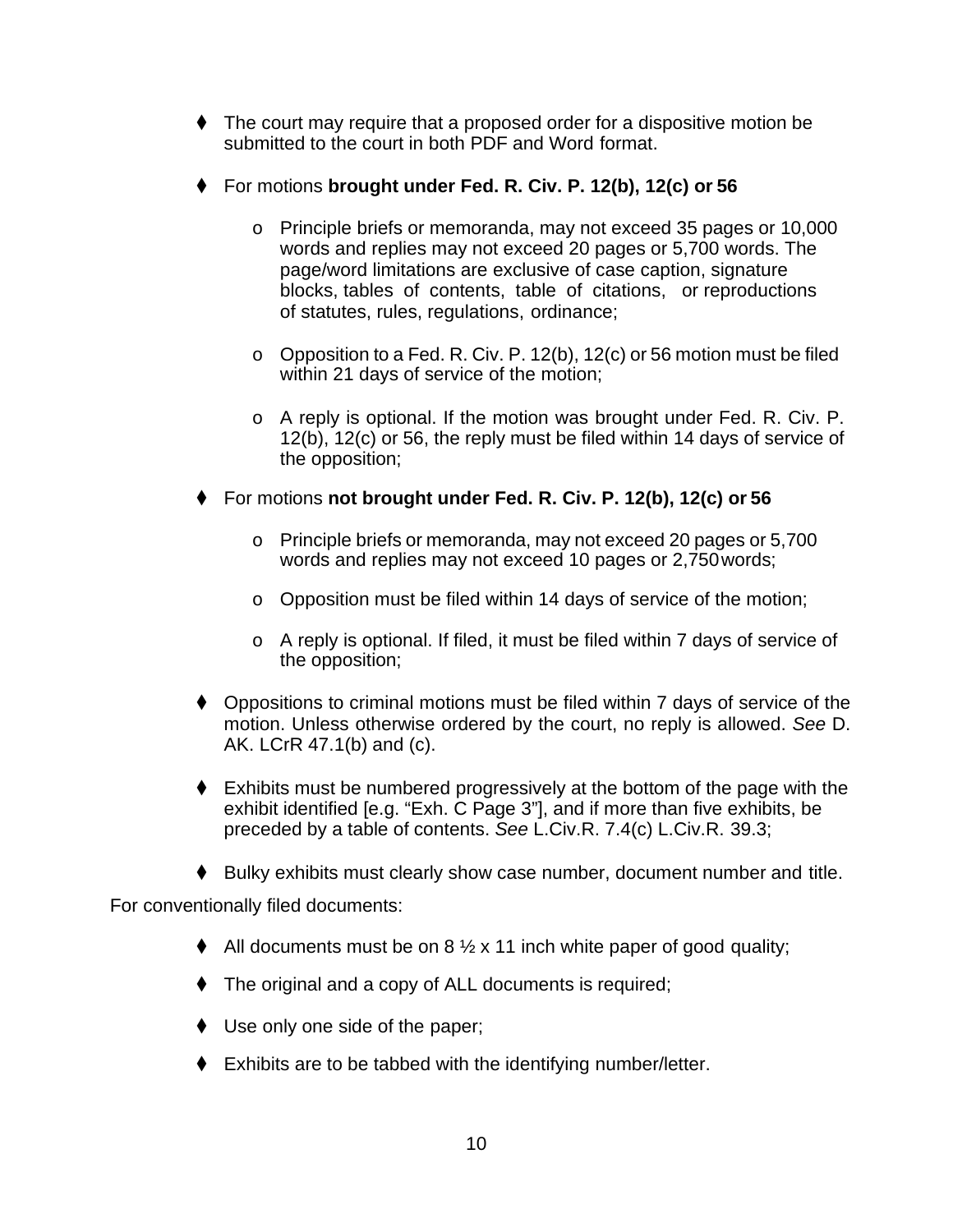- The court may require that a proposed order for a dispositive motion be submitted to the court in both PDF and Word format.

- For motions **brought under Fed. R. Civ. P. 12(b), 12(c) or 56**

  - Principle briefs or memoranda, may not exceed 35 pages or 10,000 words and replies may not exceed 20 pages or 5,700 words. The page/word limitations are exclusive of case caption, signature blocks, tables of contents, table of citations, or reproductions of statutes, rules, regulations, ordinance;

  - Opposition to a Fed. R. Civ. P. 12(b), 12(c) or 56 motion must be filed within 21 days of service of the motion;

  - A reply is optional. If the motion was brought under Fed. R. Civ. P. 12(b), 12(c) or 56, the reply must be filed within 14 days of service of the opposition;

- For motions **not brought under Fed. R. Civ. P. 12(b), 12(c) or 56**

  - Principle briefs or memoranda, may not exceed 20 pages or 5,700 words and replies may not exceed 10 pages or 2,750 words;

  - Opposition must be filed within 14 days of service of the motion;

  - A reply is optional. If filed, it must be filed within 7 days of service of the opposition;

- Oppositions to criminal motions must be filed within 7 days of service of the motion. Unless otherwise ordered by the court, no reply is allowed. *See* D. AK. LCrR 47.1(b) and (c).

- Exhibits must be numbered progressively at the bottom of the page with the exhibit identified [e.g. "Exh. C Page 3"], and if more than five exhibits, be preceded by a table of contents. *See* L.Civ.R. 7.4(c) L.Civ.R. 39.3;

- Bulky exhibits must clearly show case number, document number and title.

For conventionally filed documents:

- All documents must be on 8 ½ x 11 inch white paper of good quality;

- The original and a copy of ALL documents is required;

- Use only one side of the paper;

- Exhibits are to be tabbed with the identifying number/letter.